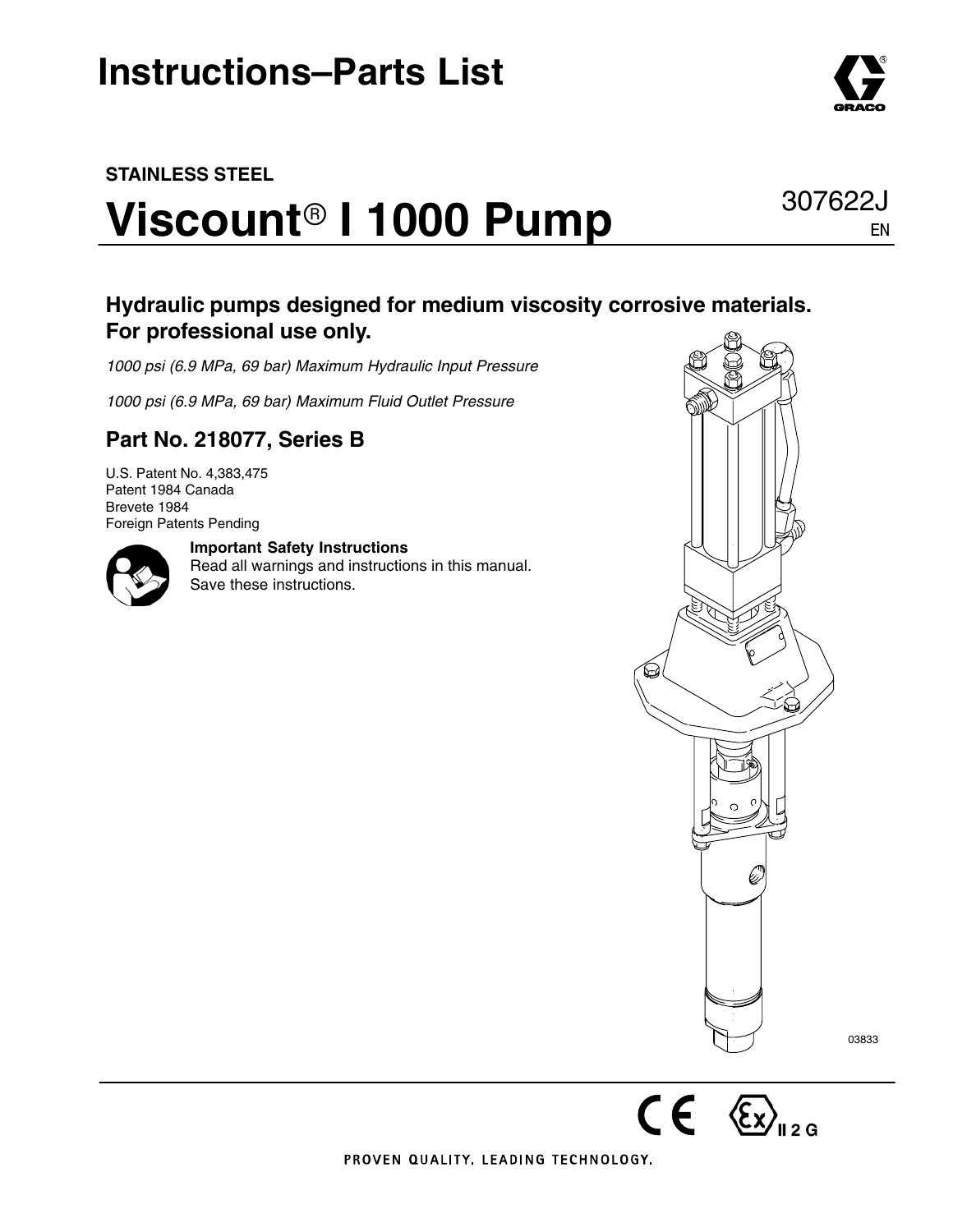# Instructions–Parts List

**STAINLESS STEEL**

# Viscount® I 1000 Pump

307622J

EN

## Hydraulic pumps designed for medium viscosity corrosive materials. For professional use only.

*1000 psi (6.9 MPa, 69 bar) Maximum Hydraulic Input Pressure*

*1000 psi (6.9 MPa, 69 bar) Maximum Fluid Outlet Pressure*

## Part No. 218077, Series B

U.S. Patent No. 4,383,475
Patent 1984 Canada
Brevete 1984
Foreign Patents Pending

**Important Safety Instructions**
Read all warnings and instructions in this manual.
Save these instructions.

03833

PROVEN QUALITY. LEADING TECHNOLOGY.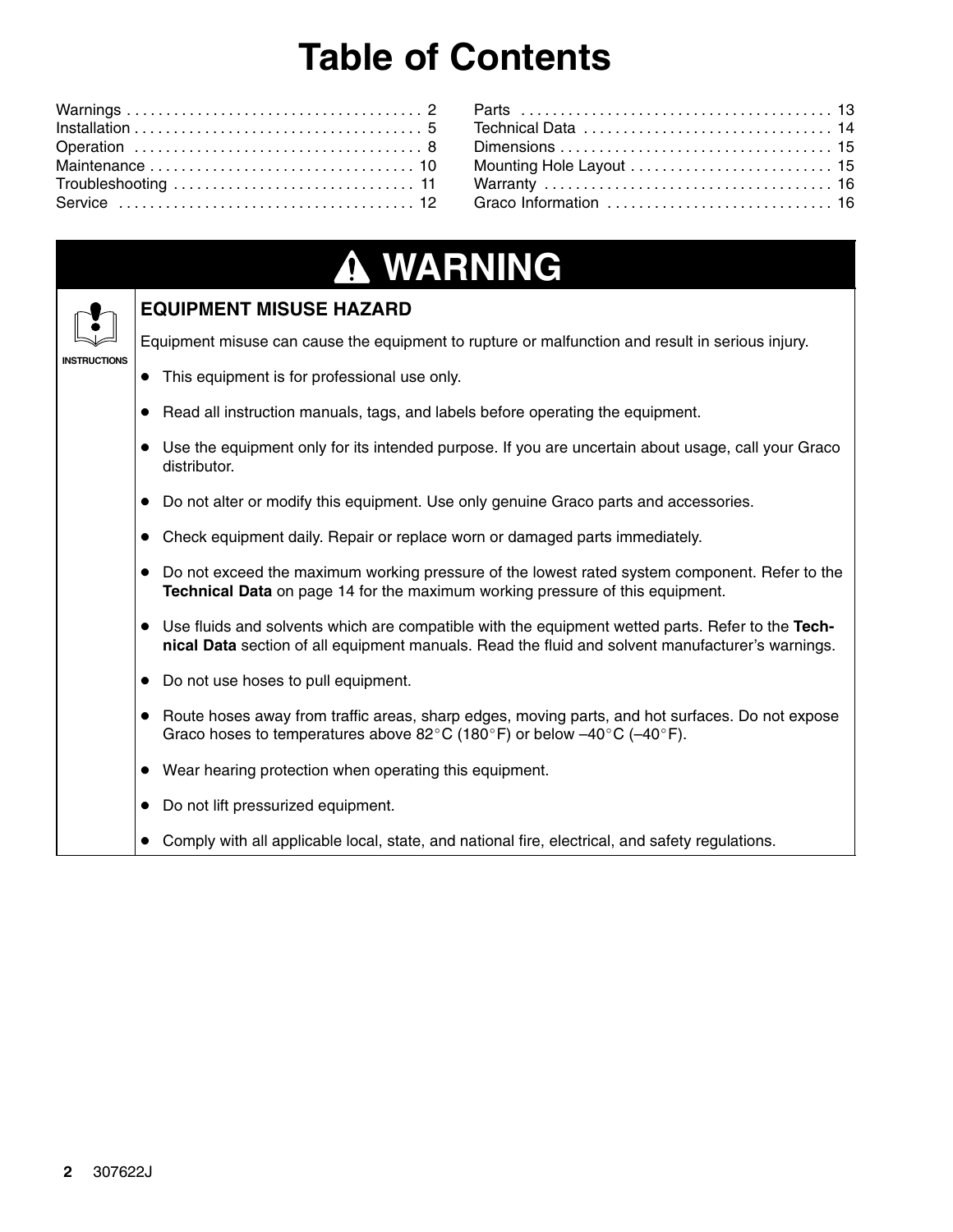# Table of Contents

| | | | |
|---|---|---|---|
| Warnings | 2 | Parts | 13 |
| Installation | 5 | Technical Data | 14 |
| Operation | 8 | Dimensions | 15 |
| Maintenance | 10 | Mounting Hole Layout | 15 |
| Troubleshooting | 11 | Warranty | 16 |
| Service | 12 | Graco Information | 16 |

## WARNING

INSTRUCTIONS

### EQUIPMENT MISUSE HAZARD

Equipment misuse can cause the equipment to rupture or malfunction and result in serious injury.

- This equipment is for professional use only.
- Read all instruction manuals, tags, and labels before operating the equipment.
- Use the equipment only for its intended purpose. If you are uncertain about usage, call your Graco distributor.
- Do not alter or modify this equipment. Use only genuine Graco parts and accessories.
- Check equipment daily. Repair or replace worn or damaged parts immediately.
- Do not exceed the maximum working pressure of the lowest rated system component. Refer to the **Technical Data** on page 14 for the maximum working pressure of this equipment.
- Use fluids and solvents which are compatible with the equipment wetted parts. Refer to the **Technical Data** section of all equipment manuals. Read the fluid and solvent manufacturer's warnings.
- Do not use hoses to pull equipment.
- Route hoses away from traffic areas, sharp edges, moving parts, and hot surfaces. Do not expose Graco hoses to temperatures above 82°C (180°F) or below –40°C (–40°F).
- Wear hearing protection when operating this equipment.
- Do not lift pressurized equipment.
- Comply with all applicable local, state, and national fire, electrical, and safety regulations.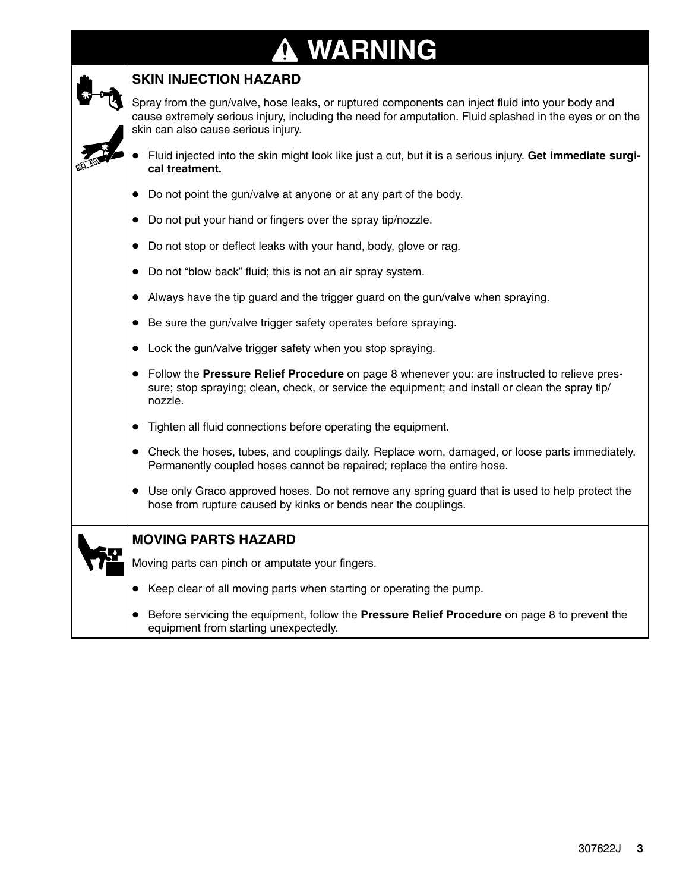# ⚠ WARNING

## SKIN INJECTION HAZARD

Spray from the gun/valve, hose leaks, or ruptured components can inject fluid into your body and cause extremely serious injury, including the need for amputation. Fluid splashed in the eyes or on the skin can also cause serious injury.

- Fluid injected into the skin might look like just a cut, but it is a serious injury. **Get immediate surgical treatment.**
- Do not point the gun/valve at anyone or at any part of the body.
- Do not put your hand or fingers over the spray tip/nozzle.
- Do not stop or deflect leaks with your hand, body, glove or rag.
- Do not “blow back” fluid; this is not an air spray system.
- Always have the tip guard and the trigger guard on the gun/valve when spraying.
- Be sure the gun/valve trigger safety operates before spraying.
- Lock the gun/valve trigger safety when you stop spraying.
- Follow the **Pressure Relief Procedure** on page 8 whenever you: are instructed to relieve pressure; stop spraying; clean, check, or service the equipment; and install or clean the spray tip/nozzle.
- Tighten all fluid connections before operating the equipment.
- Check the hoses, tubes, and couplings daily. Replace worn, damaged, or loose parts immediately. Permanently coupled hoses cannot be repaired; replace the entire hose.
- Use only Graco approved hoses. Do not remove any spring guard that is used to help protect the hose from rupture caused by kinks or bends near the couplings.

## MOVING PARTS HAZARD

Moving parts can pinch or amputate your fingers.

- Keep clear of all moving parts when starting or operating the pump.
- Before servicing the equipment, follow the **Pressure Relief Procedure** on page 8 to prevent the equipment from starting unexpectedly.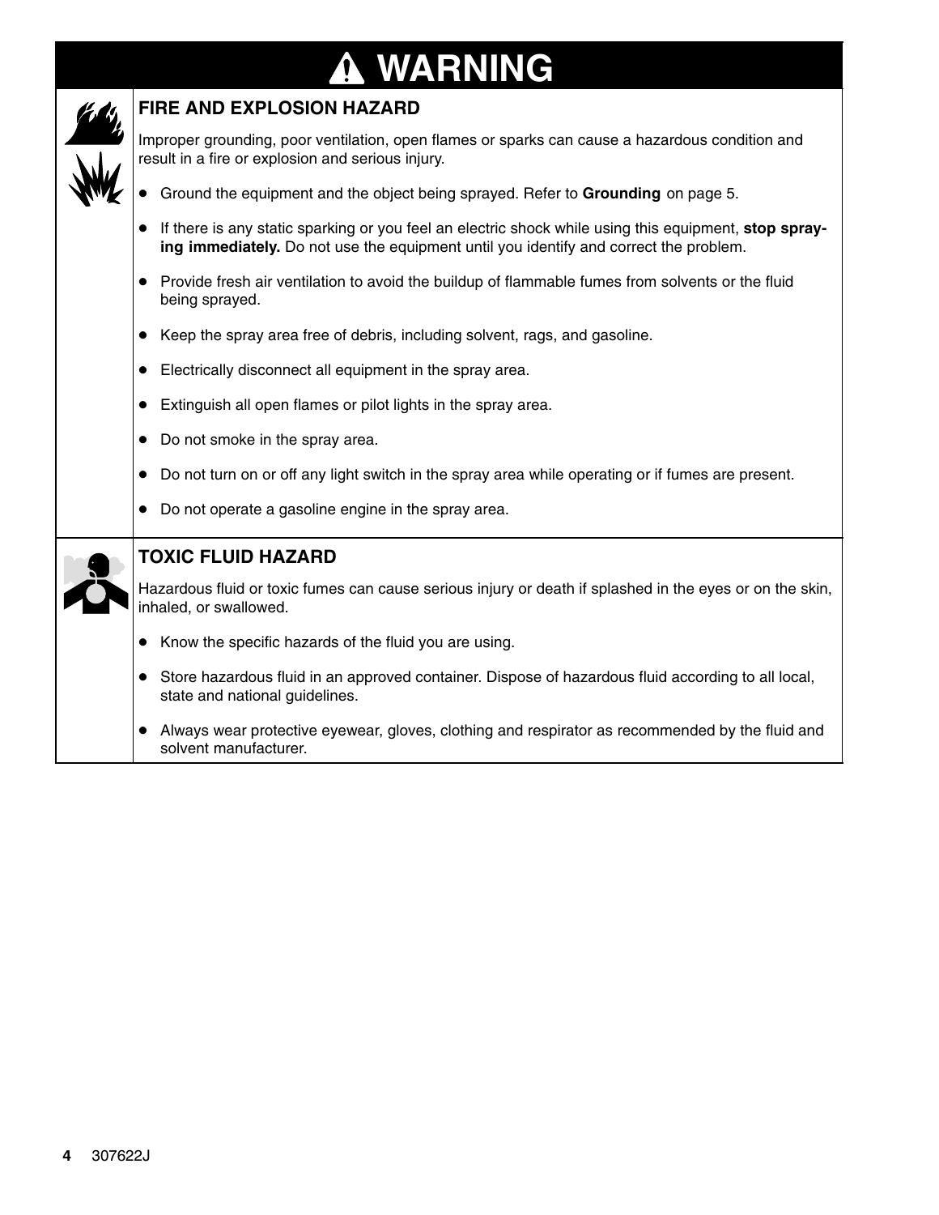# ⚠ WARNING

## FIRE AND EXPLOSION HAZARD

Improper grounding, poor ventilation, open flames or sparks can cause a hazardous condition and result in a fire or explosion and serious injury.

- Ground the equipment and the object being sprayed. Refer to **Grounding** on page 5.
- If there is any static sparking or you feel an electric shock while using this equipment, **stop spraying immediately.** Do not use the equipment until you identify and correct the problem.
- Provide fresh air ventilation to avoid the buildup of flammable fumes from solvents or the fluid being sprayed.
- Keep the spray area free of debris, including solvent, rags, and gasoline.
- Electrically disconnect all equipment in the spray area.
- Extinguish all open flames or pilot lights in the spray area.
- Do not smoke in the spray area.
- Do not turn on or off any light switch in the spray area while operating or if fumes are present.
- Do not operate a gasoline engine in the spray area.

## TOXIC FLUID HAZARD

Hazardous fluid or toxic fumes can cause serious injury or death if splashed in the eyes or on the skin, inhaled, or swallowed.

- Know the specific hazards of the fluid you are using.
- Store hazardous fluid in an approved container. Dispose of hazardous fluid according to all local, state and national guidelines.
- Always wear protective eyewear, gloves, clothing and respirator as recommended by the fluid and solvent manufacturer.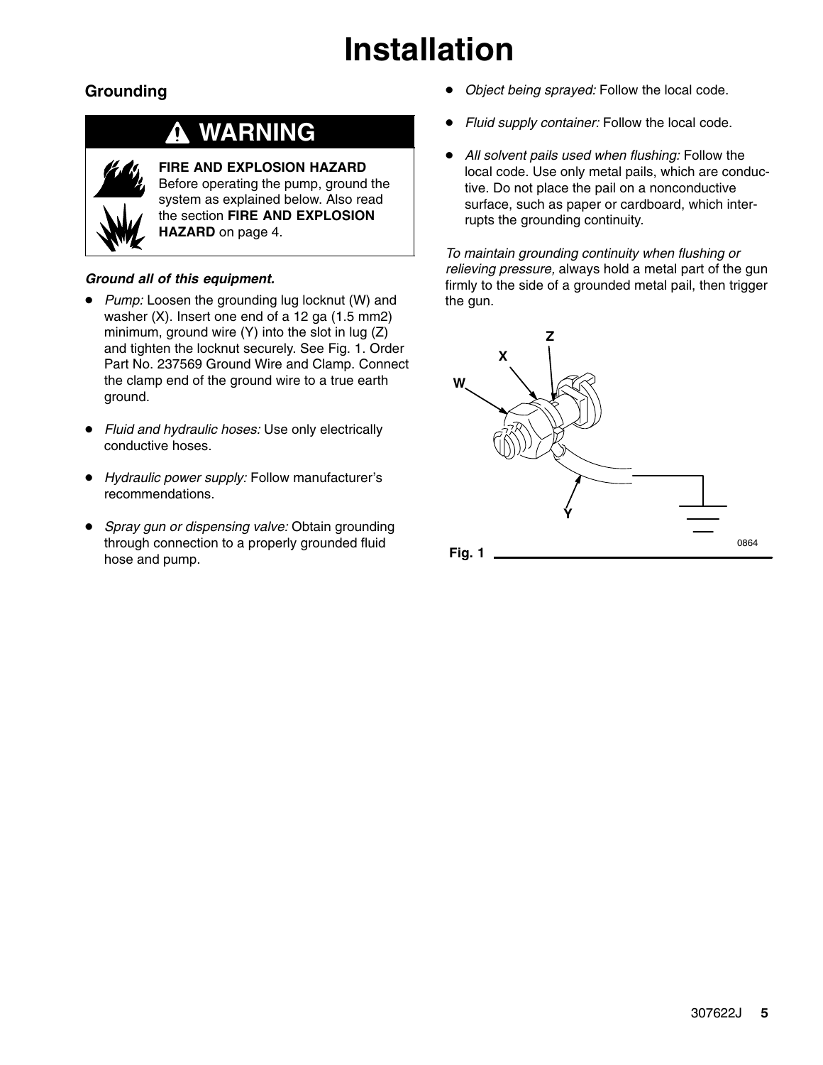# Installation

## Grounding

### ⚠ WARNING

**FIRE AND EXPLOSION HAZARD**
Before operating the pump, ground the system as explained below. Also read the section **FIRE AND EXPLOSION HAZARD** on page 4.

***Ground all of this equipment.***

- *Pump:* Loosen the grounding lug locknut (W) and washer (X). Insert one end of a 12 ga (1.5 mm2) minimum, ground wire (Y) into the slot in lug (Z) and tighten the locknut securely. See Fig. 1. Order Part No. 237569 Ground Wire and Clamp. Connect the clamp end of the ground wire to a true earth ground.
- *Fluid and hydraulic hoses:* Use only electrically conductive hoses.
- *Hydraulic power supply:* Follow manufacturer's recommendations.
- *Spray gun or dispensing valve:* Obtain grounding through connection to a properly grounded fluid hose and pump.
- *Object being sprayed:* Follow the local code.
- *Fluid supply container:* Follow the local code.
- *All solvent pails used when flushing:* Follow the local code. Use only metal pails, which are conductive. Do not place the pail on a nonconductive surface, such as paper or cardboard, which interrupts the grounding continuity.

*To maintain grounding continuity when flushing or relieving pressure,* always hold a metal part of the gun firmly to the side of a grounded metal pail, then trigger the gun.

Fig. 1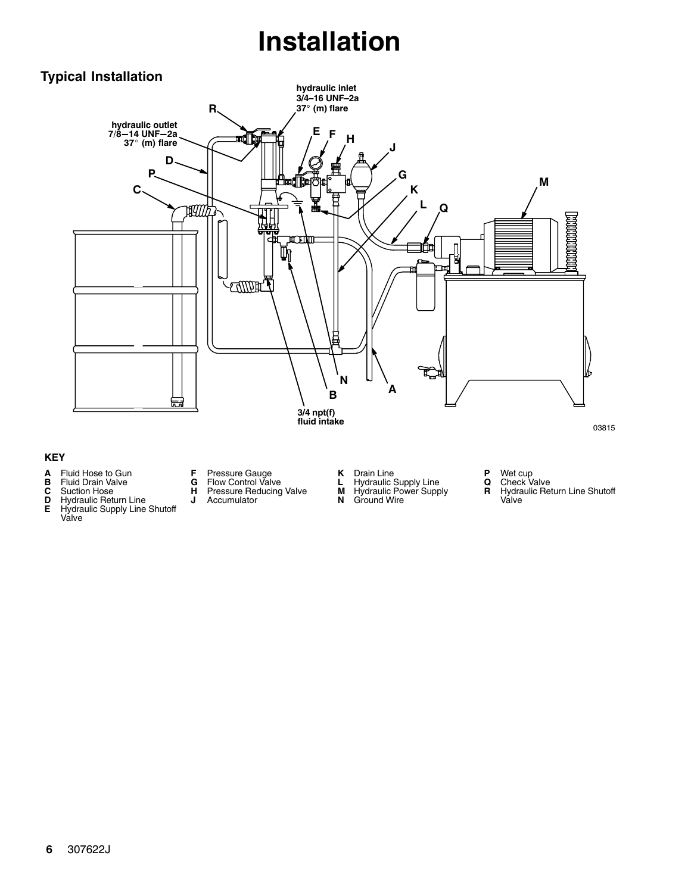# Installation

## Typical Installation

hydraulic inlet 3/4–16 UNF–2a 37° (m) flare

hydraulic outlet 7/8—14 UNF—2a 37° (m) flare

3/4 npt(f) fluid intake

03815

**KEY**

- **A** Fluid Hose to Gun
- **B** Fluid Drain Valve
- **C** Suction Hose
- **D** Hydraulic Return Line
- **E** Hydraulic Supply Line Shutoff Valve
- **F** Pressure Gauge
- **G** Flow Control Valve
- **H** Pressure Reducing Valve
- **J** Accumulator
- **K** Drain Line
- **L** Hydraulic Supply Line
- **M** Hydraulic Power Supply
- **N** Ground Wire
- **P** Wet cup
- **Q** Check Valve
- **R** Hydraulic Return Line Shutoff Valve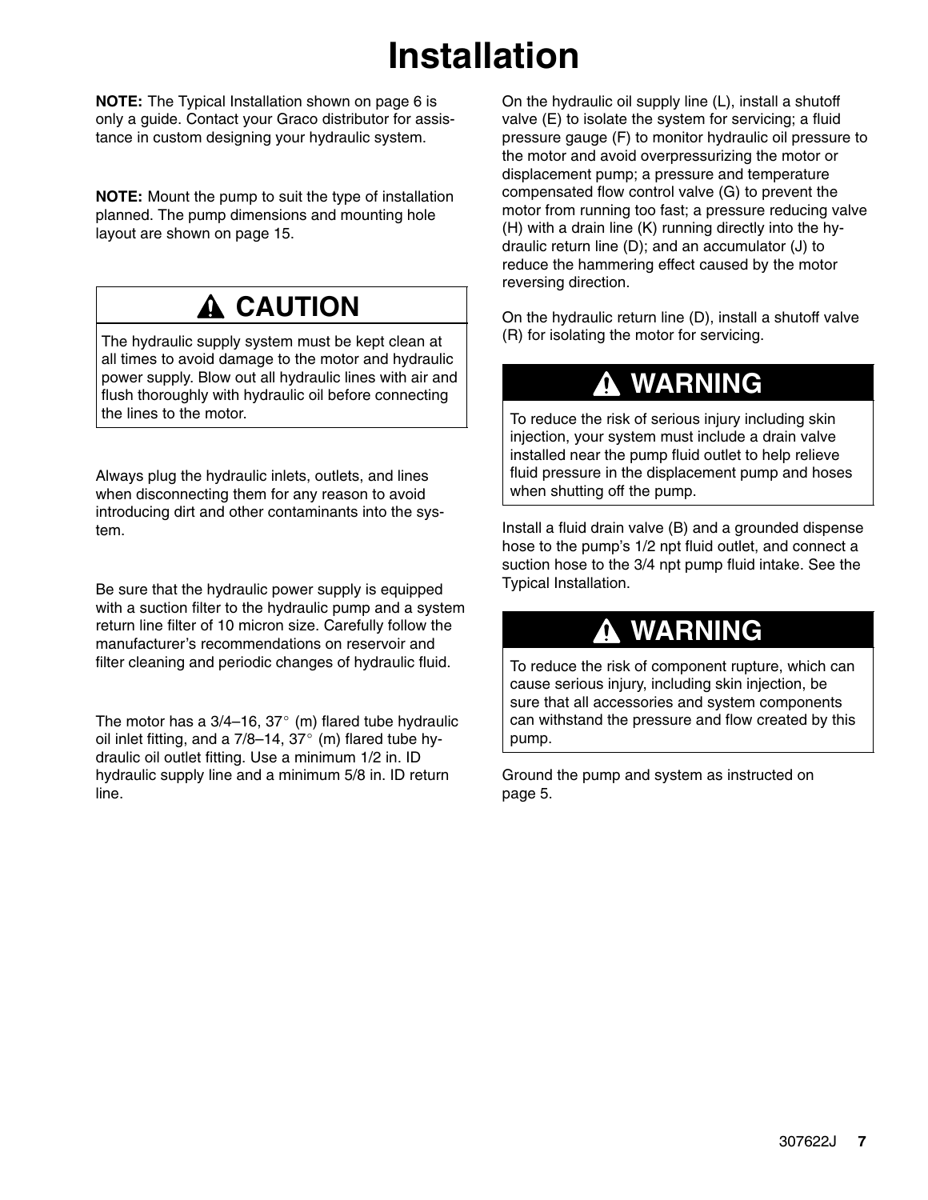# Installation

**NOTE:** The Typical Installation shown on page 6 is only a guide. Contact your Graco distributor for assistance in custom designing your hydraulic system.

**NOTE:** Mount the pump to suit the type of installation planned. The pump dimensions and mounting hole layout are shown on page 15.

> **⚠ CAUTION**
>
> The hydraulic supply system must be kept clean at all times to avoid damage to the motor and hydraulic power supply. Blow out all hydraulic lines with air and flush thoroughly with hydraulic oil before connecting the lines to the motor.

Always plug the hydraulic inlets, outlets, and lines when disconnecting them for any reason to avoid introducing dirt and other contaminants into the system.

Be sure that the hydraulic power supply is equipped with a suction filter to the hydraulic pump and a system return line filter of 10 micron size. Carefully follow the manufacturer's recommendations on reservoir and filter cleaning and periodic changes of hydraulic fluid.

The motor has a 3/4–16, 37° (m) flared tube hydraulic oil inlet fitting, and a 7/8–14, 37° (m) flared tube hydraulic oil outlet fitting. Use a minimum 1/2 in. ID hydraulic supply line and a minimum 5/8 in. ID return line.

On the hydraulic oil supply line (L), install a shutoff valve (E) to isolate the system for servicing; a fluid pressure gauge (F) to monitor hydraulic oil pressure to the motor and avoid overpressurizing the motor or displacement pump; a pressure and temperature compensated flow control valve (G) to prevent the motor from running too fast; a pressure reducing valve (H) with a drain line (K) running directly into the hydraulic return line (D); and an accumulator (J) to reduce the hammering effect caused by the motor reversing direction.

On the hydraulic return line (D), install a shutoff valve (R) for isolating the motor for servicing.

> **⚠ WARNING**
>
> To reduce the risk of serious injury including skin injection, your system must include a drain valve installed near the pump fluid outlet to help relieve fluid pressure in the displacement pump and hoses when shutting off the pump.

Install a fluid drain valve (B) and a grounded dispense hose to the pump's 1/2 npt fluid outlet, and connect a suction hose to the 3/4 npt pump fluid intake. See the Typical Installation.

> **⚠ WARNING**
>
> To reduce the risk of component rupture, which can cause serious injury, including skin injection, be sure that all accessories and system components can withstand the pressure and flow created by this pump.

Ground the pump and system as instructed on page 5.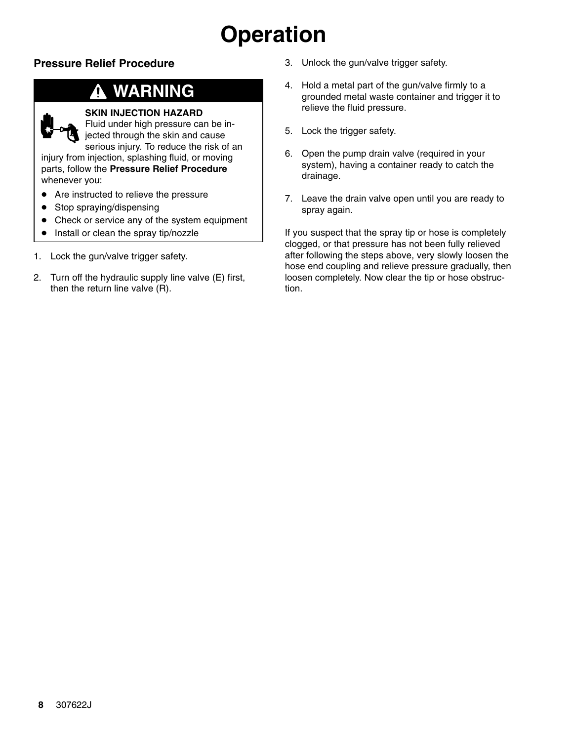# Operation

## Pressure Relief Procedure

> **⚠ WARNING**
>
> **SKIN INJECTION HAZARD**
> Fluid under high pressure can be injected through the skin and cause serious injury. To reduce the risk of an injury from injection, splashing fluid, or moving parts, follow the **Pressure Relief Procedure** whenever you:
>
> - Are instructed to relieve the pressure
> - Stop spraying/dispensing
> - Check or service any of the system equipment
> - Install or clean the spray tip/nozzle

1. Lock the gun/valve trigger safety.
2. Turn off the hydraulic supply line valve (E) first, then the return line valve (R).
3. Unlock the gun/valve trigger safety.
4. Hold a metal part of the gun/valve firmly to a grounded metal waste container and trigger it to relieve the fluid pressure.
5. Lock the trigger safety.
6. Open the pump drain valve (required in your system), having a container ready to catch the drainage.
7. Leave the drain valve open until you are ready to spray again.

If you suspect that the spray tip or hose is completely clogged, or that pressure has not been fully relieved after following the steps above, very slowly loosen the hose end coupling and relieve pressure gradually, then loosen completely. Now clear the tip or hose obstruction.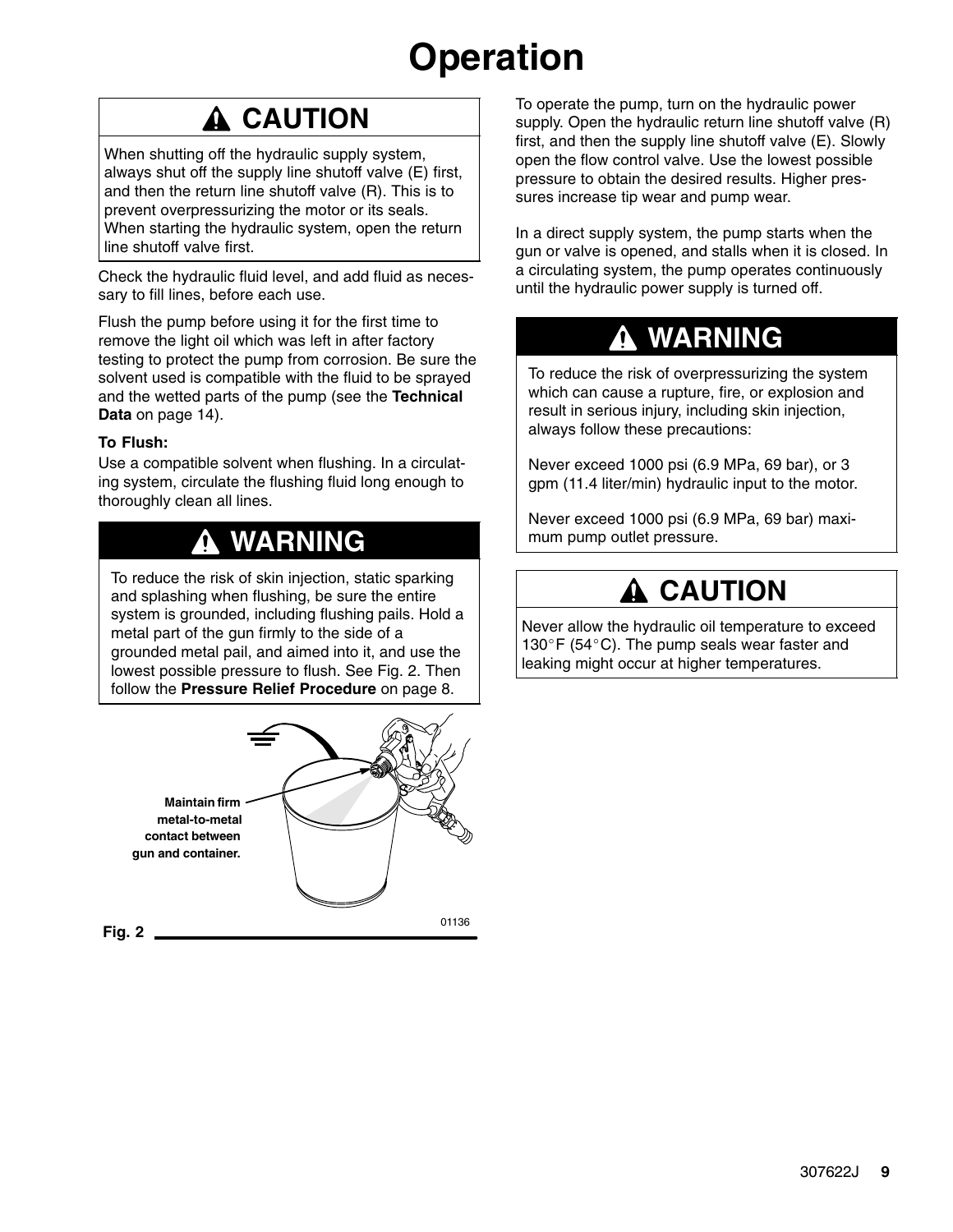# Operation

> **⚠ CAUTION**
>
> When shutting off the hydraulic supply system, always shut off the supply line shutoff valve (E) first, and then the return line shutoff valve (R). This is to prevent overpressurizing the motor or its seals. When starting the hydraulic system, open the return line shutoff valve first.

Check the hydraulic fluid level, and add fluid as necessary to fill lines, before each use.

Flush the pump before using it for the first time to remove the light oil which was left in after factory testing to protect the pump from corrosion. Be sure the solvent used is compatible with the fluid to be sprayed and the wetted parts of the pump (see the **Technical Data** on page 14).

**To Flush:**
Use a compatible solvent when flushing. In a circulating system, circulate the flushing fluid long enough to thoroughly clean all lines.

> **⚠ WARNING**
>
> To reduce the risk of skin injection, static sparking and splashing when flushing, be sure the entire system is grounded, including flushing pails. Hold a metal part of the gun firmly to the side of a grounded metal pail, and aimed into it, and use the lowest possible pressure to flush. See Fig. 2. Then follow the **Pressure Relief Procedure** on page 8.

Maintain firm metal-to-metal contact between gun and container.

01136

**Fig. 2**

To operate the pump, turn on the hydraulic power supply. Open the hydraulic return line shutoff valve (R) first, and then the supply line shutoff valve (E). Slowly open the flow control valve. Use the lowest possible pressure to obtain the desired results. Higher pressures increase tip wear and pump wear.

In a direct supply system, the pump starts when the gun or valve is opened, and stalls when it is closed. In a circulating system, the pump operates continuously until the hydraulic power supply is turned off.

> **⚠ WARNING**
>
> To reduce the risk of overpressurizing the system which can cause a rupture, fire, or explosion and result in serious injury, including skin injection, always follow these precautions:
>
> Never exceed 1000 psi (6.9 MPa, 69 bar), or 3 gpm (11.4 liter/min) hydraulic input to the motor.
>
> Never exceed 1000 psi (6.9 MPa, 69 bar) maximum pump outlet pressure.

> **⚠ CAUTION**
>
> Never allow the hydraulic oil temperature to exceed 130°F (54°C). The pump seals wear faster and leaking might occur at higher temperatures.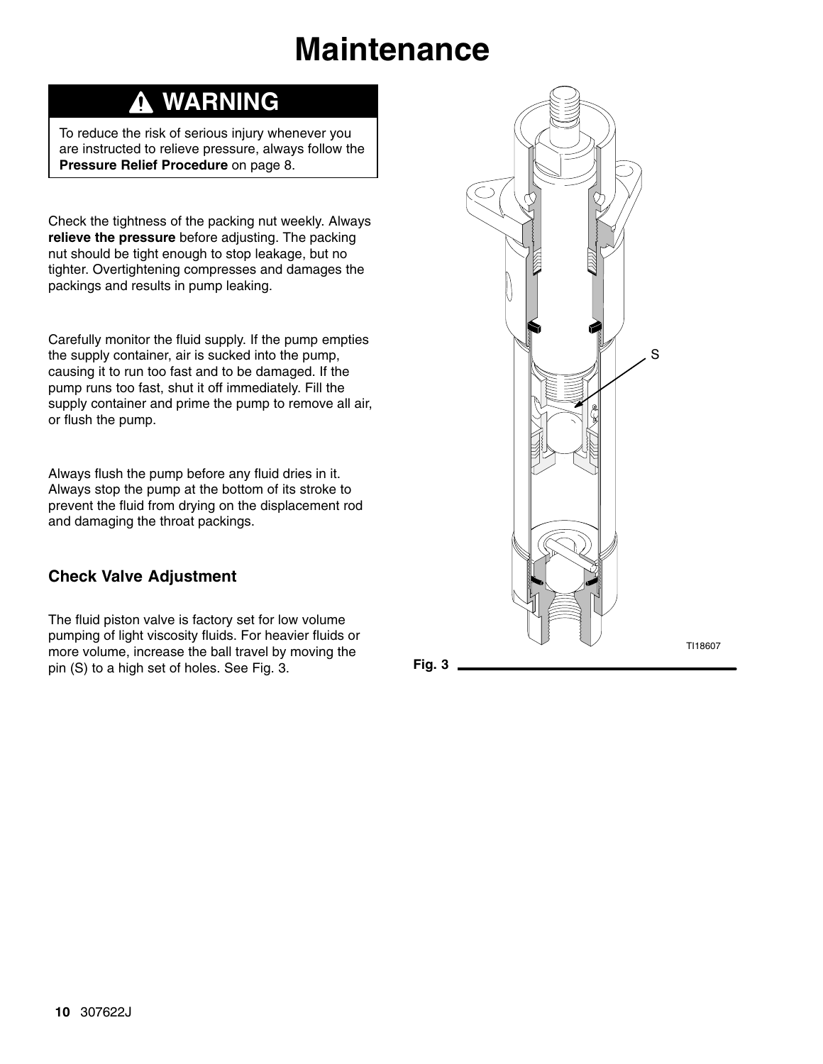# Maintenance

## ⚠ WARNING

To reduce the risk of serious injury whenever you are instructed to relieve pressure, always follow the **Pressure Relief Procedure** on page 8.

Check the tightness of the packing nut weekly. Always **relieve the pressure** before adjusting. The packing nut should be tight enough to stop leakage, but no tighter. Overtightening compresses and damages the packings and results in pump leaking.

Carefully monitor the fluid supply. If the pump empties the supply container, air is sucked into the pump, causing it to run too fast and to be damaged. If the pump runs too fast, shut it off immediately. Fill the supply container and prime the pump to remove all air, or flush the pump.

Always flush the pump before any fluid dries in it. Always stop the pump at the bottom of its stroke to prevent the fluid from drying on the displacement rod and damaging the throat packings.

### Check Valve Adjustment

The fluid piston valve is factory set for low volume pumping of light viscosity fluids. For heavier fluids or more volume, increase the ball travel by moving the pin (S) to a high set of holes. See Fig. 3.

S

TI18607

**Fig. 3**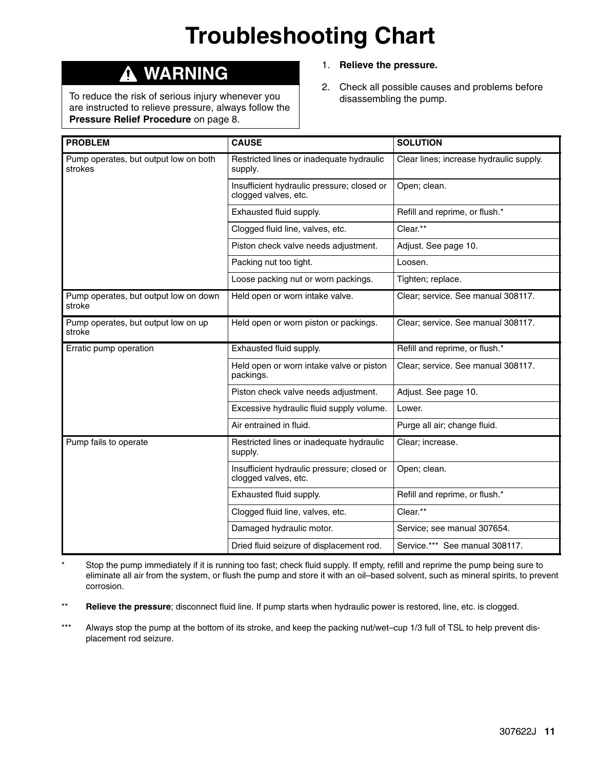# Troubleshooting Chart

**⚠ WARNING**

To reduce the risk of serious injury whenever you are instructed to relieve pressure, always follow the **Pressure Relief Procedure** on page 8.

1. **Relieve the pressure.**
2. Check all possible causes and problems before disassembling the pump.

| PROBLEM | CAUSE | SOLUTION |
|---|---|---|
| Pump operates, but output low on both strokes | Restricted lines or inadequate hydraulic supply. | Clear lines; increase hydraulic supply. |
| | Insufficient hydraulic pressure; closed or clogged valves, etc. | Open; clean. |
| | Exhausted fluid supply. | Refill and reprime, or flush.* |
| | Clogged fluid line, valves, etc. | Clear.** |
| | Piston check valve needs adjustment. | Adjust. See page 10. |
| | Packing nut too tight. | Loosen. |
| | Loose packing nut or worn packings. | Tighten; replace. |
| Pump operates, but output low on down stroke | Held open or worn intake valve. | Clear; service. See manual 308117. |
| Pump operates, but output low on up stroke | Held open or worn piston or packings. | Clear; service. See manual 308117. |
| Erratic pump operation | Exhausted fluid supply. | Refill and reprime, or flush.* |
| | Held open or worn intake valve or piston packings. | Clear; service. See manual 308117. |
| | Piston check valve needs adjustment. | Adjust. See page 10. |
| | Excessive hydraulic fluid supply volume. | Lower. |
| | Air entrained in fluid. | Purge all air; change fluid. |
| Pump fails to operate | Restricted lines or inadequate hydraulic supply. | Clear; increase. |
| | Insufficient hydraulic pressure; closed or clogged valves, etc. | Open; clean. |
| | Exhausted fluid supply. | Refill and reprime, or flush.* |
| | Clogged fluid line, valves, etc. | Clear.** |
| | Damaged hydraulic motor. | Service; see manual 307654. |
| | Dried fluid seizure of displacement rod. | Service.*** See manual 308117. |

\* Stop the pump immediately if it is running too fast; check fluid supply. If empty, refill and reprime the pump being sure to eliminate all air from the system, or flush the pump and store it with an oil–based solvent, such as mineral spirits, to prevent corrosion.

\** **Relieve the pressure**; disconnect fluid line. If pump starts when hydraulic power is restored, line, etc. is clogged.

\*** Always stop the pump at the bottom of its stroke, and keep the packing nut/wet–cup 1/3 full of TSL to help prevent displacement rod seizure.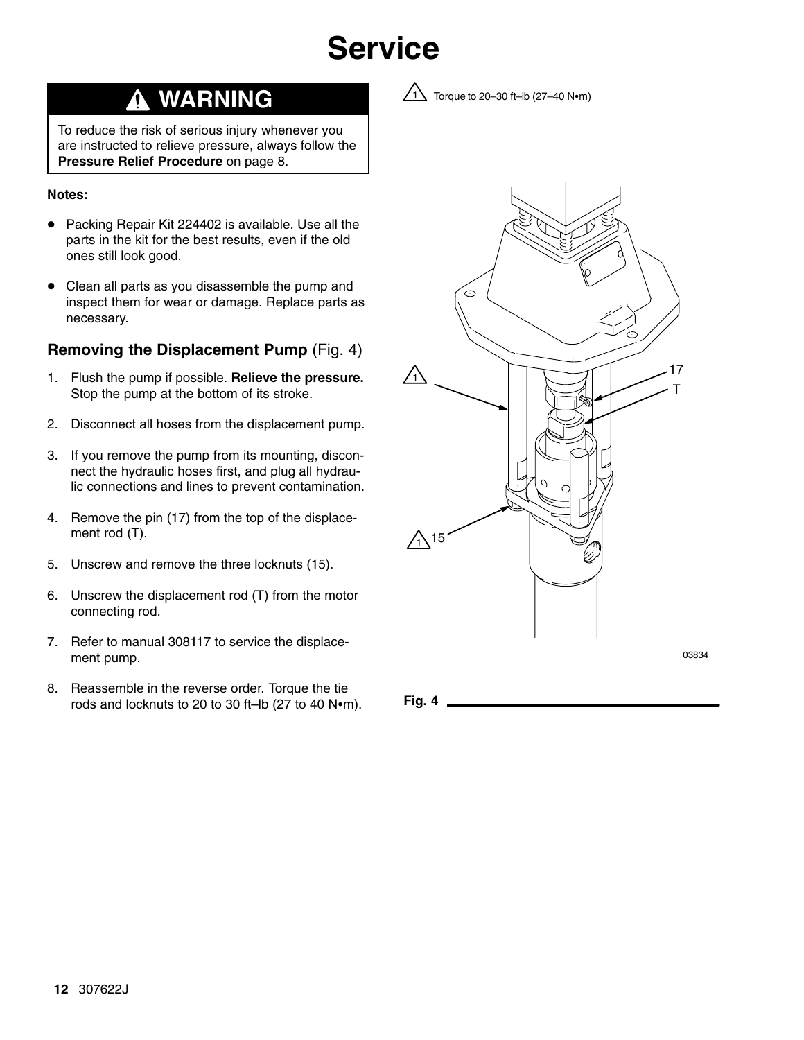# Service

## ⚠ WARNING

To reduce the risk of serious injury whenever you are instructed to relieve pressure, always follow the **Pressure Relief Procedure** on page 8.

**Notes:**

- Packing Repair Kit 224402 is available. Use all the parts in the kit for the best results, even if the old ones still look good.
- Clean all parts as you disassemble the pump and inspect them for wear or damage. Replace parts as necessary.

### Removing the Displacement Pump (Fig. 4)

1. Flush the pump if possible. **Relieve the pressure.** Stop the pump at the bottom of its stroke.
2. Disconnect all hoses from the displacement pump.
3. If you remove the pump from its mounting, disconnect the hydraulic hoses first, and plug all hydraulic connections and lines to prevent contamination.
4. Remove the pin (17) from the top of the displacement rod (T).
5. Unscrew and remove the three locknuts (15).
6. Unscrew the displacement rod (T) from the motor connecting rod.
7. Refer to manual 308117 to service the displacement pump.
8. Reassemble in the reverse order. Torque the tie rods and locknuts to 20 to 30 ft–lb (27 to 40 N•m).

1 Torque to 20–30 ft–lb (27–40 N•m)

17

T

1

1 15

03834

Fig. 4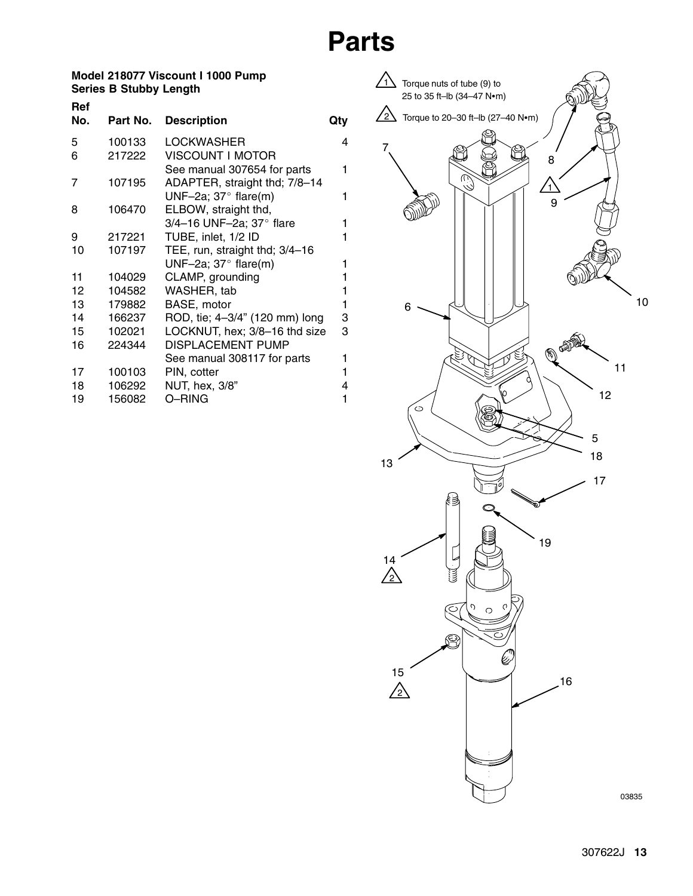# Parts

**Model 218077 Viscount I 1000 Pump**
**Series B Stubby Length**

| Ref No. | Part No. | Description | Qty |
|---|---|---|---|
| 5 | 100133 | LOCKWASHER | 4 |
| 6 | 217222 | VISCOUNT I MOTOR See manual 307654 for parts | 1 |
| 7 | 107195 | ADAPTER, straight thd; 7/8–14 UNF–2a; 37° flare(m) | 1 |
| 8 | 106470 | ELBOW, straight thd, 3/4–16 UNF–2a; 37° flare | 1 |
| 9 | 217221 | TUBE, inlet, 1/2 ID | 1 |
| 10 | 107197 | TEE, run, straight thd; 3/4–16 UNF–2a; 37° flare(m) | 1 |
| 11 | 104029 | CLAMP, grounding | 1 |
| 12 | 104582 | WASHER, tab | 1 |
| 13 | 179882 | BASE, motor | 1 |
| 14 | 166237 | ROD, tie; 4–3/4" (120 mm) long | 3 |
| 15 | 102021 | LOCKNUT, hex; 3/8–16 thd size | 3 |
| 16 | 224344 | DISPLACEMENT PUMP See manual 308117 for parts | 1 |
| 17 | 100103 | PIN, cotter | 1 |
| 18 | 106292 | NUT, hex, 3/8" | 4 |
| 19 | 156082 | O–RING | 1 |

1. Torque nuts of tube (9) to 25 to 35 ft–lb (34–47 N•m)
2. Torque to 20–30 ft–lb (27–40 N•m)

03835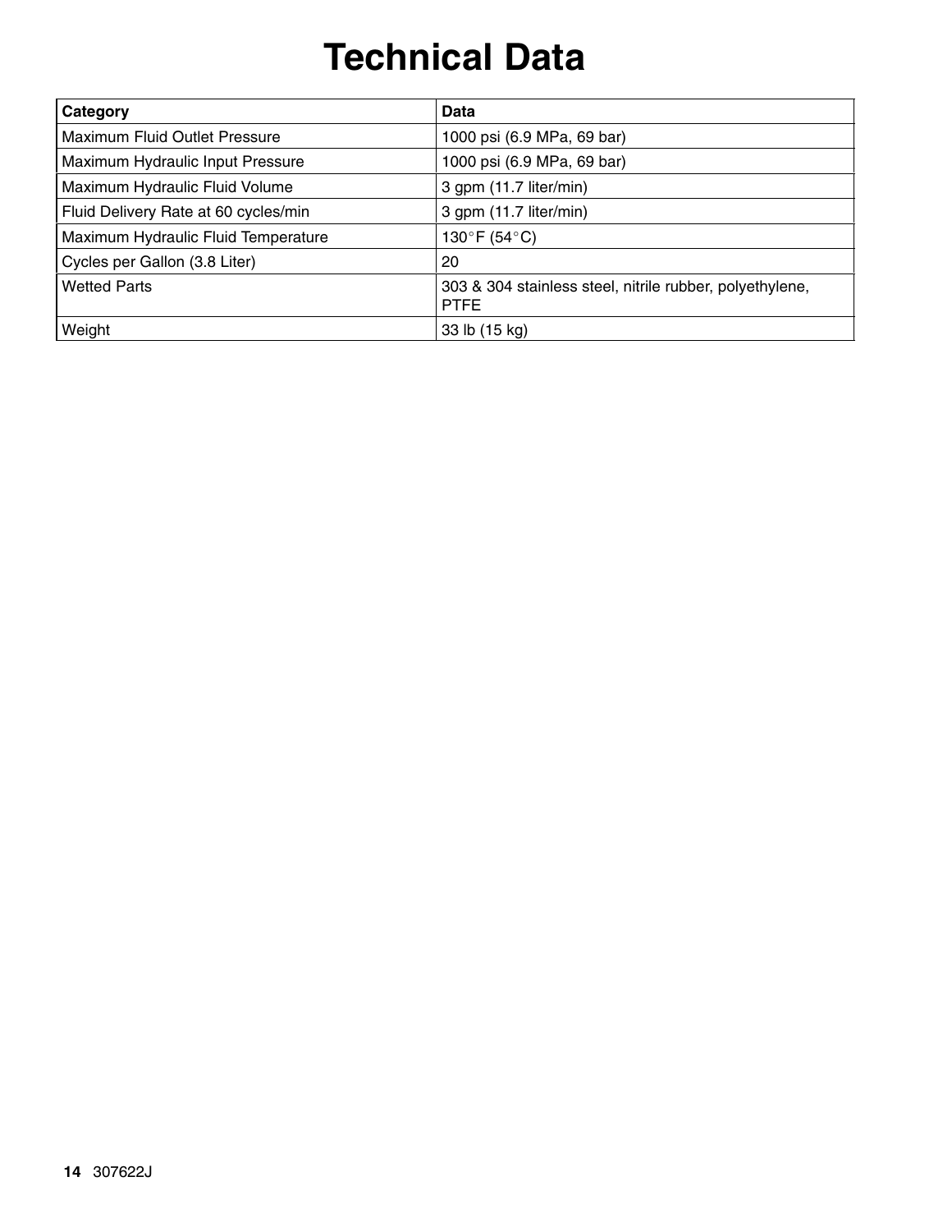# Technical Data

| Category | Data |
| --- | --- |
| Maximum Fluid Outlet Pressure | 1000 psi (6.9 MPa, 69 bar) |
| Maximum Hydraulic Input Pressure | 1000 psi (6.9 MPa, 69 bar) |
| Maximum Hydraulic Fluid Volume | 3 gpm (11.7 liter/min) |
| Fluid Delivery Rate at 60 cycles/min | 3 gpm (11.7 liter/min) |
| Maximum Hydraulic Fluid Temperature | 130°F (54°C) |
| Cycles per Gallon (3.8 Liter) | 20 |
| Wetted Parts | 303 & 304 stainless steel, nitrile rubber, polyethylene, PTFE |
| Weight | 33 lb (15 kg) |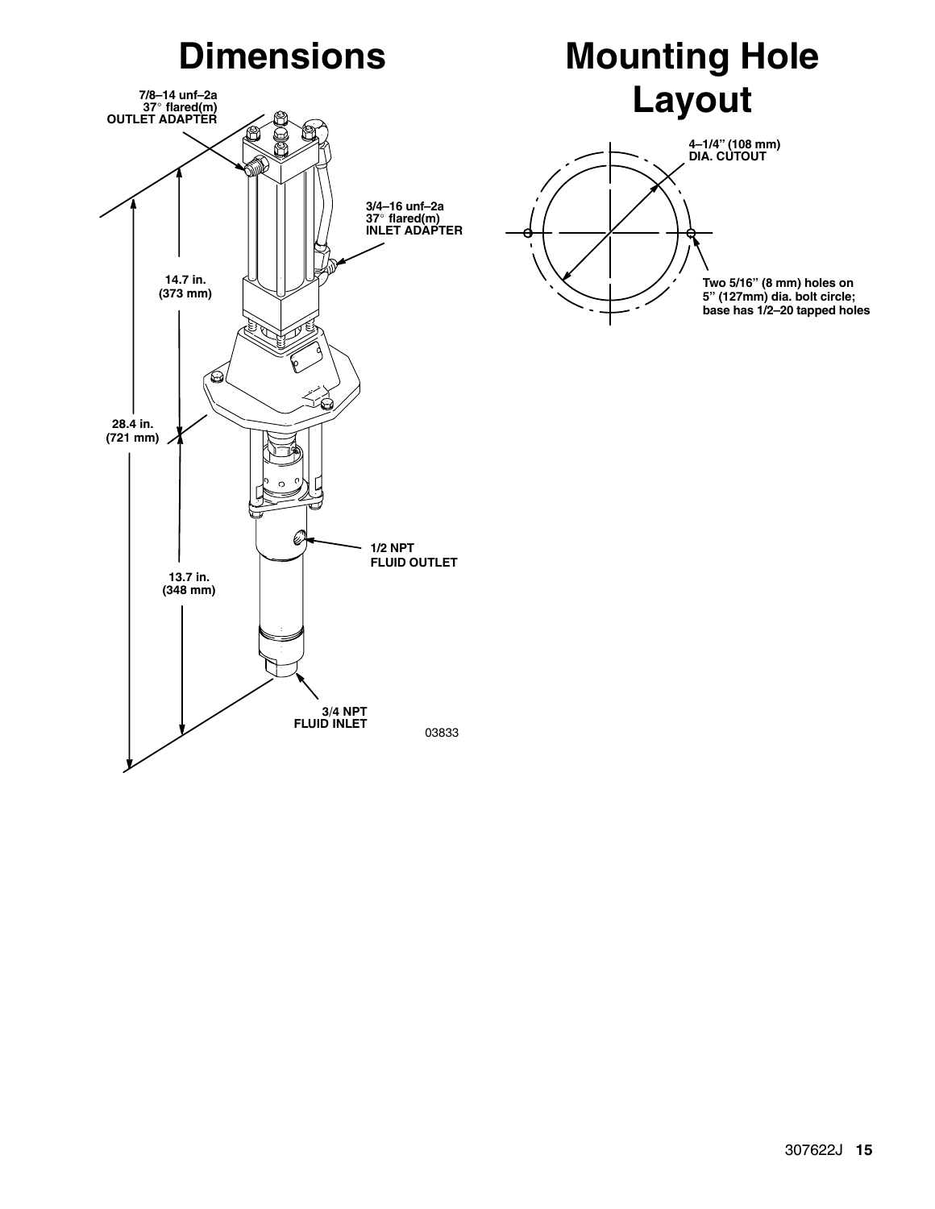# Dimensions

7/8–14 unf–2a
37° flared(m)
OUTLET ADAPTER

3/4–16 unf–2a
37° flared(m)
INLET ADAPTER

14.7 in.
(373 mm)

28.4 in.
(721 mm)

1/2 NPT
FLUID OUTLET

13.7 in.
(348 mm)

3/4 NPT
FLUID INLET

03833

# Mounting Hole Layout

4–1/4" (108 mm)
DIA. CUTOUT

Two 5/16" (8 mm) holes on 5" (127mm) dia. bolt circle; base has 1/2–20 tapped holes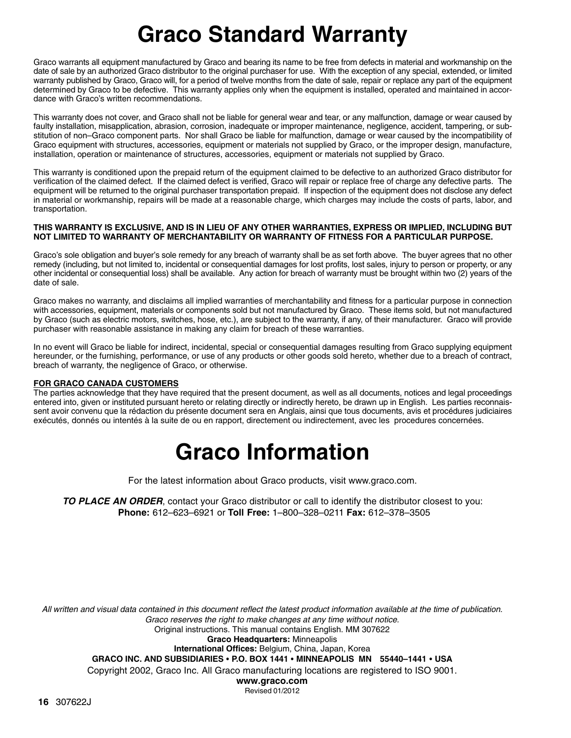# Graco Standard Warranty

Graco warrants all equipment manufactured by Graco and bearing its name to be free from defects in material and workmanship on the date of sale by an authorized Graco distributor to the original purchaser for use. With the exception of any special, extended, or limited warranty published by Graco, Graco will, for a period of twelve months from the date of sale, repair or replace any part of the equipment determined by Graco to be defective. This warranty applies only when the equipment is installed, operated and maintained in accordance with Graco's written recommendations.

This warranty does not cover, and Graco shall not be liable for general wear and tear, or any malfunction, damage or wear caused by faulty installation, misapplication, abrasion, corrosion, inadequate or improper maintenance, negligence, accident, tampering, or substitution of non–Graco component parts. Nor shall Graco be liable for malfunction, damage or wear caused by the incompatibility of Graco equipment with structures, accessories, equipment or materials not supplied by Graco, or the improper design, manufacture, installation, operation or maintenance of structures, accessories, equipment or materials not supplied by Graco.

This warranty is conditioned upon the prepaid return of the equipment claimed to be defective to an authorized Graco distributor for verification of the claimed defect. If the claimed defect is verified, Graco will repair or replace free of charge any defective parts. The equipment will be returned to the original purchaser transportation prepaid. If inspection of the equipment does not disclose any defect in material or workmanship, repairs will be made at a reasonable charge, which charges may include the costs of parts, labor, and transportation.

**THIS WARRANTY IS EXCLUSIVE, AND IS IN LIEU OF ANY OTHER WARRANTIES, EXPRESS OR IMPLIED, INCLUDING BUT NOT LIMITED TO WARRANTY OF MERCHANTABILITY OR WARRANTY OF FITNESS FOR A PARTICULAR PURPOSE.**

Graco's sole obligation and buyer's sole remedy for any breach of warranty shall be as set forth above. The buyer agrees that no other remedy (including, but not limited to, incidental or consequential damages for lost profits, lost sales, injury to person or property, or any other incidental or consequential loss) shall be available. Any action for breach of warranty must be brought within two (2) years of the date of sale.

Graco makes no warranty, and disclaims all implied warranties of merchantability and fitness for a particular purpose in connection with accessories, equipment, materials or components sold but not manufactured by Graco. These items sold, but not manufactured by Graco (such as electric motors, switches, hose, etc.), are subject to the warranty, if any, of their manufacturer. Graco will provide purchaser with reasonable assistance in making any claim for breach of these warranties.

In no event will Graco be liable for indirect, incidental, special or consequential damages resulting from Graco supplying equipment hereunder, or the furnishing, performance, or use of any products or other goods sold hereto, whether due to a breach of contract, breach of warranty, the negligence of Graco, or otherwise.

**FOR GRACO CANADA CUSTOMERS**

The parties acknowledge that they have required that the present document, as well as all documents, notices and legal proceedings entered into, given or instituted pursuant hereto or relating directly or indirectly hereto, be drawn up in English. Les parties reconnaissent avoir convenu que la rédaction du présente document sera en Anglais, ainsi que tous documents, avis et procédures judiciaires exécutés, donnés ou intentés à la suite de ou en rapport, directement ou indirectement, avec les procedures concernées.

# Graco Information

For the latest information about Graco products, visit www.graco.com.

***TO PLACE AN ORDER***, contact your Graco distributor or call to identify the distributor closest to you:
**Phone:** 612–623–6921 or **Toll Free:** 1–800–328–0211 **Fax:** 612–378–3505

*All written and visual data contained in this document reflect the latest product information available at the time of publication. Graco reserves the right to make changes at any time without notice.*

Original instructions. This manual contains English. MM 307622

**Graco Headquarters:** Minneapolis

**International Offices:** Belgium, China, Japan, Korea

**GRACO INC. AND SUBSIDIARIES • P.O. BOX 1441 • MINNEAPOLIS MN 55440–1441 • USA**

Copyright 2002, Graco Inc. All Graco manufacturing locations are registered to ISO 9001.

**www.graco.com**

Revised 01/2012